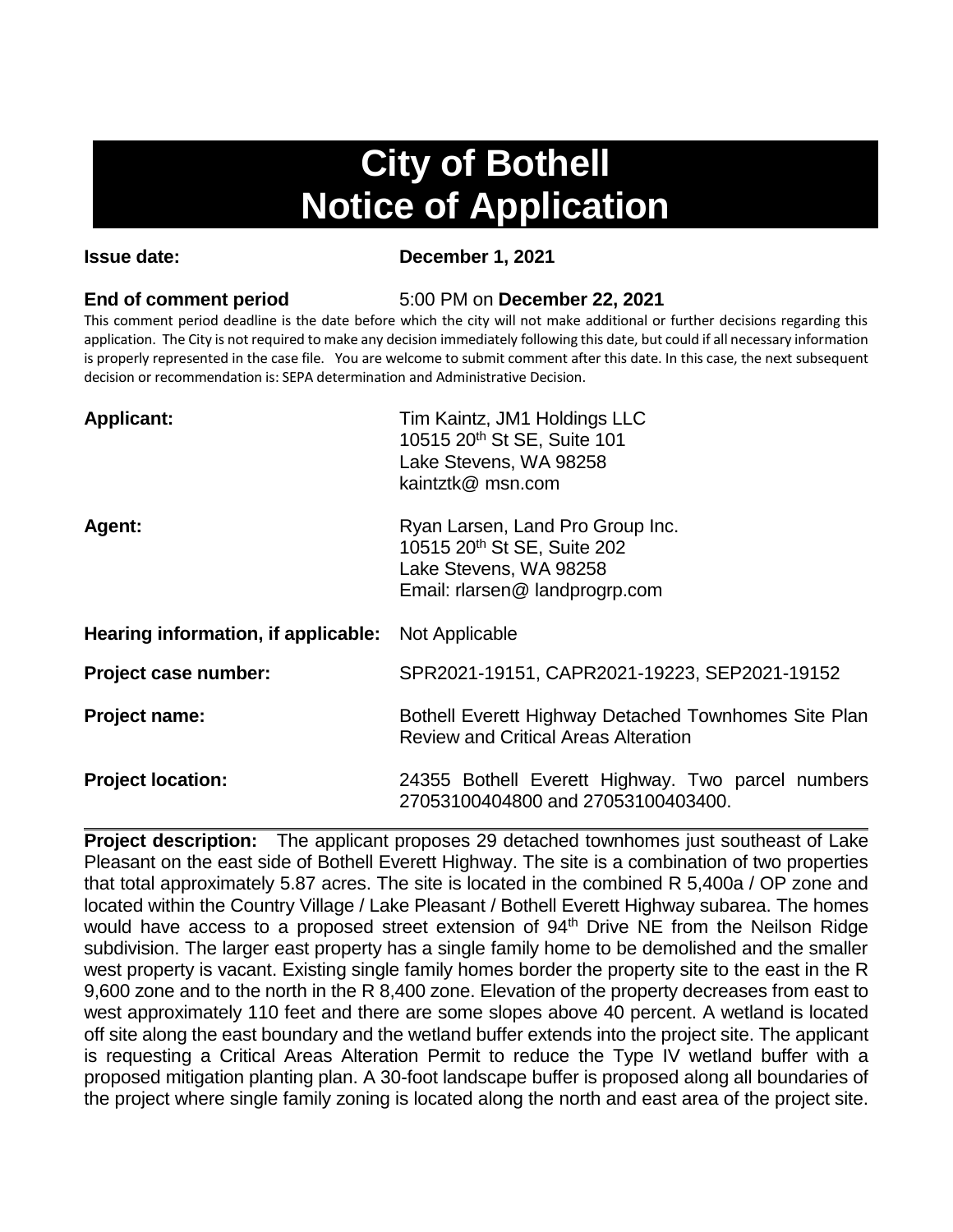# City of Bothell Notice of Application

**Issue date:** **December 1, 2021**

**End of comment period** 5:00 PM on **December 22, 2021**

This comment period deadline is the date before which the city will not make additional or further decisions regarding this application. The City is not required to make any decision immediately following this date, but could if all necessary information is properly represented in the case file. You are welcome to submit comment after this date. In this case, the next subsequent decision or recommendation is: SEPA determination and Administrative Decision.

**Applicant:** Tim Kaintz, JM1 Holdings LLC
10515 20th St SE, Suite 101
Lake Stevens, WA 98258
kaintztk@ msn.com

**Agent:** Ryan Larsen, Land Pro Group Inc.
10515 20th St SE, Suite 202
Lake Stevens, WA 98258
Email: rlarsen@ landprogrp.com

**Hearing information, if applicable:** Not Applicable

**Project case number:** SPR2021-19151, CAPR2021-19223, SEP2021-19152

**Project name:** Bothell Everett Highway Detached Townhomes Site Plan Review and Critical Areas Alteration

**Project location:** 24355 Bothell Everett Highway. Two parcel numbers 27053100404800 and 27053100403400.

---

**Project description:** The applicant proposes 29 detached townhomes just southeast of Lake Pleasant on the east side of Bothell Everett Highway. The site is a combination of two properties that total approximately 5.87 acres. The site is located in the combined R 5,400a / OP zone and located within the Country Village / Lake Pleasant / Bothell Everett Highway subarea. The homes would have access to a proposed street extension of 94th Drive NE from the Neilson Ridge subdivision. The larger east property has a single family home to be demolished and the smaller west property is vacant. Existing single family homes border the property site to the east in the R 9,600 zone and to the north in the R 8,400 zone. Elevation of the property decreases from east to west approximately 110 feet and there are some slopes above 40 percent. A wetland is located off site along the east boundary and the wetland buffer extends into the project site. The applicant is requesting a Critical Areas Alteration Permit to reduce the Type IV wetland buffer with a proposed mitigation planting plan. A 30-foot landscape buffer is proposed along all boundaries of the project where single family zoning is located along the north and east area of the project site.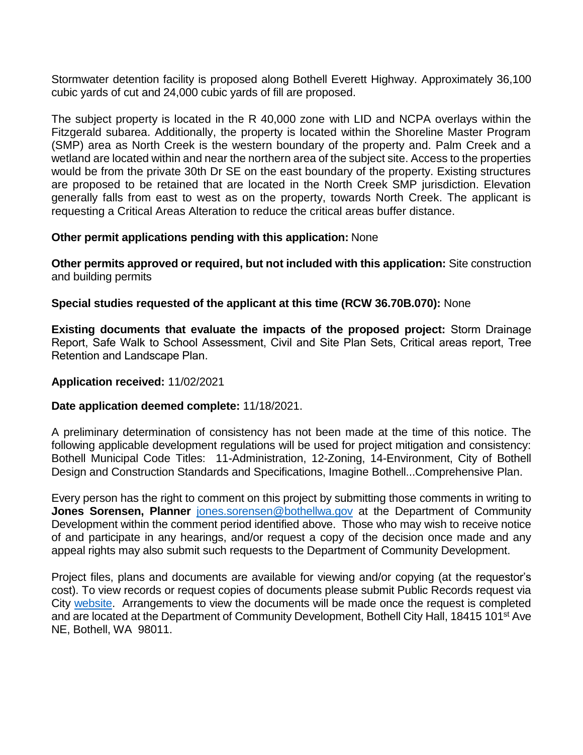Stormwater detention facility is proposed along Bothell Everett Highway. Approximately 36,100 cubic yards of cut and 24,000 cubic yards of fill are proposed.

The subject property is located in the R 40,000 zone with LID and NCPA overlays within the Fitzgerald subarea. Additionally, the property is located within the Shoreline Master Program (SMP) area as North Creek is the western boundary of the property and. Palm Creek and a wetland are located within and near the northern area of the subject site. Access to the properties would be from the private 30th Dr SE on the east boundary of the property. Existing structures are proposed to be retained that are located in the North Creek SMP jurisdiction. Elevation generally falls from east to west as on the property, towards North Creek. The applicant is requesting a Critical Areas Alteration to reduce the critical areas buffer distance.

**Other permit applications pending with this application:** None

**Other permits approved or required, but not included with this application:** Site construction and building permits

**Special studies requested of the applicant at this time (RCW 36.70B.070):** None

**Existing documents that evaluate the impacts of the proposed project:** Storm Drainage Report, Safe Walk to School Assessment, Civil and Site Plan Sets, Critical areas report, Tree Retention and Landscape Plan.

**Application received:** 11/02/2021

**Date application deemed complete:** 11/18/2021.

A preliminary determination of consistency has not been made at the time of this notice. The following applicable development regulations will be used for project mitigation and consistency: Bothell Municipal Code Titles: 11-Administration, 12-Zoning, 14-Environment, City of Bothell Design and Construction Standards and Specifications, Imagine Bothell...Comprehensive Plan.

Every person has the right to comment on this project by submitting those comments in writing to **Jones Sorensen, Planner** jones.sorensen@bothellwa.gov at the Department of Community Development within the comment period identified above. Those who may wish to receive notice of and participate in any hearings, and/or request a copy of the decision once made and any appeal rights may also submit such requests to the Department of Community Development.

Project files, plans and documents are available for viewing and/or copying (at the requestor's cost). To view records or request copies of documents please submit Public Records request via City website. Arrangements to view the documents will be made once the request is completed and are located at the Department of Community Development, Bothell City Hall, 18415 101st Ave NE, Bothell, WA 98011.